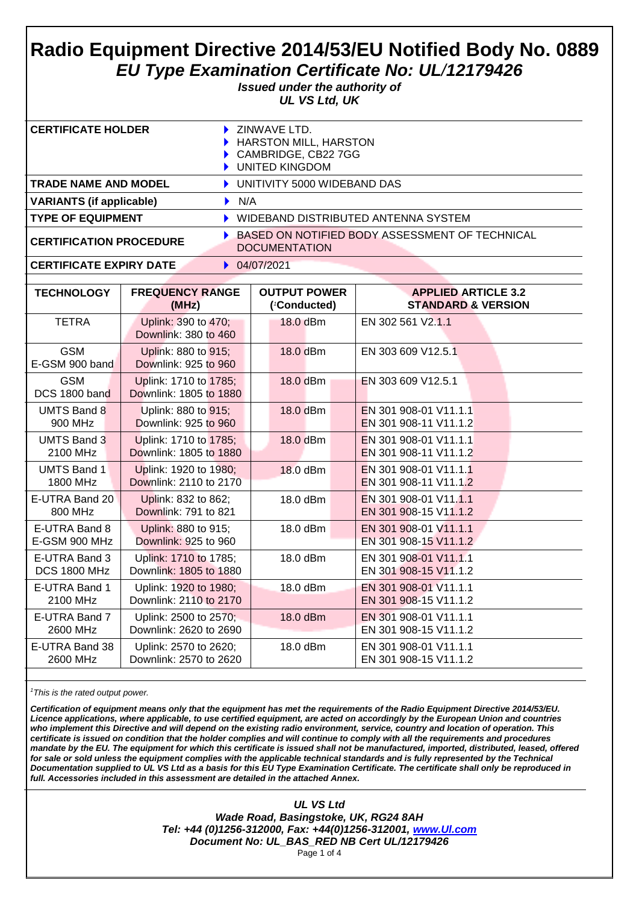# Radio Equipment Directive 2014/53/EU Notified Body No. 0889

## *EU Type Examination Certificate No: UL/12179426*

***Issued under the authority of***
***UL VS Ltd, UK***

| | |
|---|---|
| **CERTIFICATE HOLDER** | ZINWAVE LTD.<br>HARSTON MILL, HARSTON<br>CAMBRIDGE, CB22 7GG<br>UNITED KINGDOM |
| **TRADE NAME AND MODEL** | UNITIVITY 5000 WIDEBAND DAS |
| **VARIANTS (if applicable)** | N/A |
| **TYPE OF EQUIPMENT** | WIDEBAND DISTRIBUTED ANTENNA SYSTEM |
| **CERTIFICATION PROCEDURE** | BASED ON NOTIFIED BODY ASSESSMENT OF TECHNICAL DOCUMENTATION |
| **CERTIFICATE EXPIRY DATE** | 04/07/2021 |

| TECHNOLOGY | FREQUENCY RANGE (MHz) | OUTPUT POWER ([1]Conducted) | APPLIED ARTICLE 3.2 STANDARD & VERSION |
|---|---|---|---|
| TETRA | Uplink: 390 to 470;<br>Downlink: 380 to 460 | 18.0 dBm | EN 302 561 V2.1.1 |
| GSM<br>E-GSM 900 band | Uplink: 880 to 915;<br>Downlink: 925 to 960 | 18.0 dBm | EN 303 609 V12.5.1 |
| GSM<br>DCS 1800 band | Uplink: 1710 to 1785;<br>Downlink: 1805 to 1880 | 18.0 dBm | EN 303 609 V12.5.1 |
| UMTS Band 8<br>900 MHz | Uplink: 880 to 915;<br>Downlink: 925 to 960 | 18.0 dBm | EN 301 908-01 V11.1.1<br>EN 301 908-11 V11.1.2 |
| UMTS Band 3<br>2100 MHz | Uplink: 1710 to 1785;<br>Downlink: 1805 to 1880 | 18.0 dBm | EN 301 908-01 V11.1.1<br>EN 301 908-11 V11.1.2 |
| UMTS Band 1<br>1800 MHz | Uplink: 1920 to 1980;<br>Downlink: 2110 to 2170 | 18.0 dBm | EN 301 908-01 V11.1.1<br>EN 301 908-11 V11.1.2 |
| E-UTRA Band 20<br>800 MHz | Uplink: 832 to 862;<br>Downlink: 791 to 821 | 18.0 dBm | EN 301 908-01 V11.1.1<br>EN 301 908-15 V11.1.2 |
| E-UTRA Band 8<br>E-GSM 900 MHz | Uplink: 880 to 915;<br>Downlink: 925 to 960 | 18.0 dBm | EN 301 908-01 V11.1.1<br>EN 301 908-15 V11.1.2 |
| E-UTRA Band 3<br>DCS 1800 MHz | Uplink: 1710 to 1785;<br>Downlink: 1805 to 1880 | 18.0 dBm | EN 301 908-01 V11.1.1<br>EN 301 908-15 V11.1.2 |
| E-UTRA Band 1<br>2100 MHz | Uplink: 1920 to 1980;<br>Downlink: 2110 to 2170 | 18.0 dBm | EN 301 908-01 V11.1.1<br>EN 301 908-15 V11.1.2 |
| E-UTRA Band 7<br>2600 MHz | Uplink: 2500 to 2570;<br>Downlink: 2620 to 2690 | 18.0 dBm | EN 301 908-01 V11.1.1<br>EN 301 908-15 V11.1.2 |
| E-UTRA Band 38<br>2600 MHz | Uplink: 2570 to 2620;<br>Downlink: 2570 to 2620 | 18.0 dBm | EN 301 908-01 V11.1.1<br>EN 301 908-15 V11.1.2 |

*[1]This is the rated output power.*

***Certification of equipment means only that the equipment has met the requirements of the Radio Equipment Directive 2014/53/EU. Licence applications, where applicable, to use certified equipment, are acted on accordingly by the European Union and countries who implement this Directive and will depend on the existing radio environment, service, country and location of operation. This certificate is issued on condition that the holder complies and will continue to comply with all the requirements and procedures mandate by the EU. The equipment for which this certificate is issued shall not be manufactured, imported, distributed, leased, offered for sale or sold unless the equipment complies with the applicable technical standards and is fully represented by the Technical Documentation supplied to UL VS Ltd as a basis for this EU Type Examination Certificate. The certificate shall only be reproduced in full. Accessories included in this assessment are detailed in the attached Annex.***

***UL VS Ltd***
***Wade Road, Basingstoke, UK, RG24 8AH***
***Tel: +44 (0)1256-312000, Fax: +44(0)1256-312001, www.Ul.com***
***Document No: UL_BAS_RED NB Cert UL/12179426***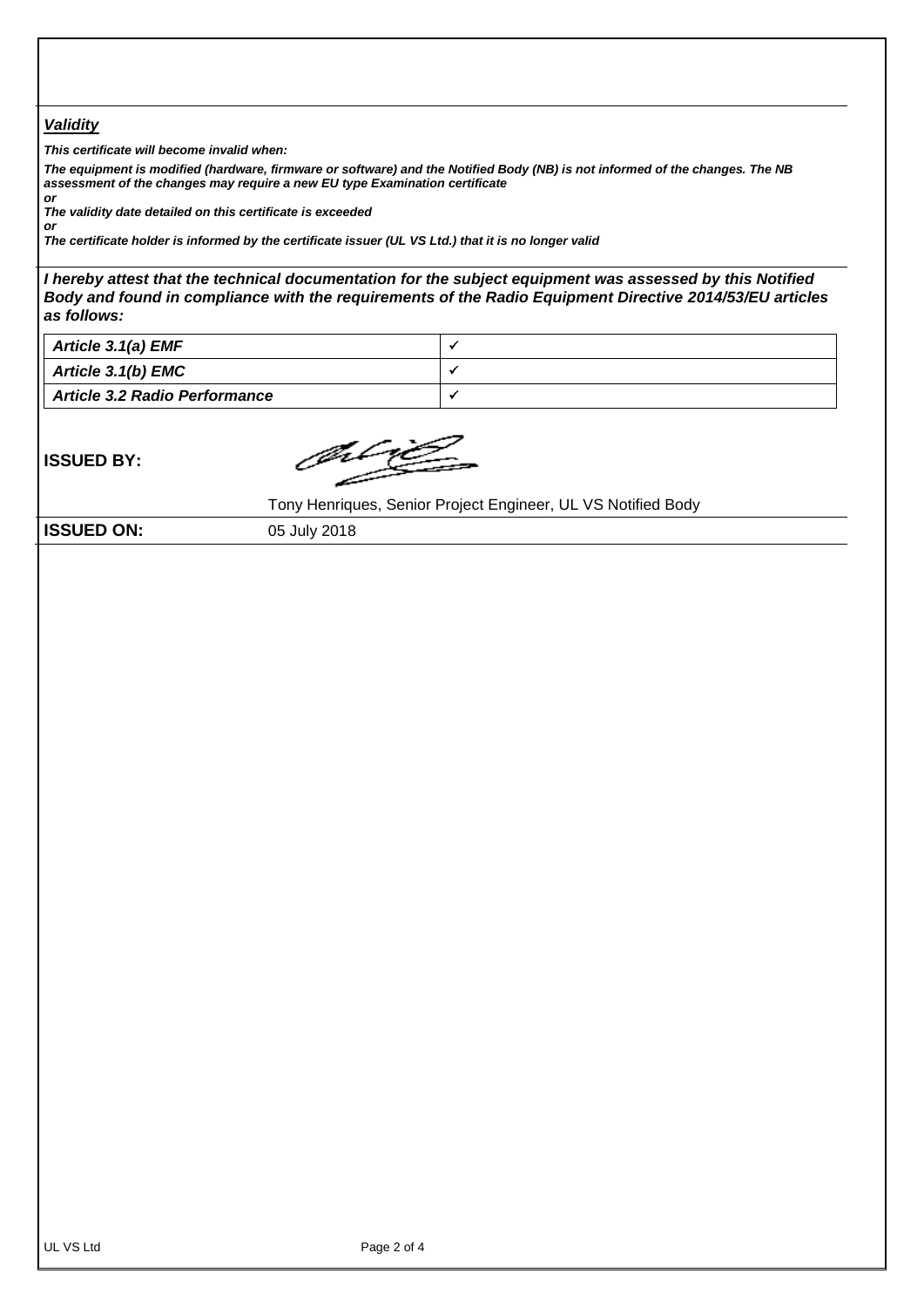***Validity***

***This certificate will become invalid when:***

***The equipment is modified (hardware, firmware or software) and the Notified Body (NB) is not informed of the changes. The NB assessment of the changes may require a new EU type Examination certificate***

***or***

***The validity date detailed on this certificate is exceeded***

***or***

***The certificate holder is informed by the certificate issuer (UL VS Ltd.) that it is no longer valid***

***I hereby attest that the technical documentation for the subject equipment was assessed by this Notified Body and found in compliance with the requirements of the Radio Equipment Directive 2014/53/EU articles as follows:***

| | |
|---|---|
| ***Article 3.1(a) EMF*** | ✓ |
| ***Article 3.1(b) EMC*** | ✓ |
| ***Article 3.2 Radio Performance*** | ✓ |

**ISSUED BY:**

Tony Henriques, Senior Project Engineer, UL VS Notified Body

**ISSUED ON:** 05 July 2018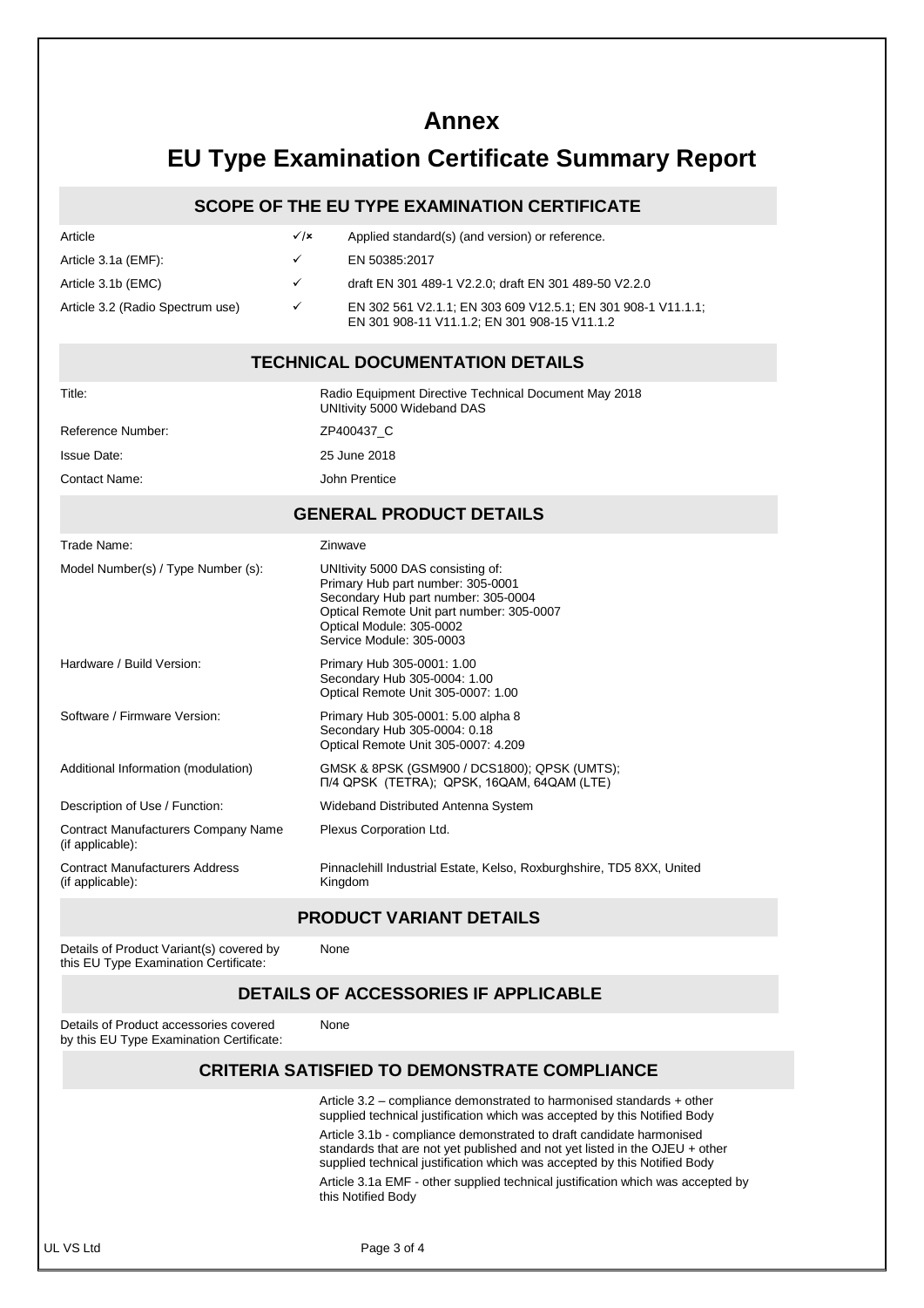# Annex

# EU Type Examination Certificate Summary Report

## SCOPE OF THE EU TYPE EXAMINATION CERTIFICATE

| Article | ✓/× | Applied standard(s) (and version) or reference. |
|---|---|---|
| Article 3.1a (EMF): | ✓ | EN 50385:2017 |
| Article 3.1b (EMC) | ✓ | draft EN 301 489-1 V2.2.0; draft EN 301 489-50 V2.2.0 |
| Article 3.2 (Radio Spectrum use) | ✓ | EN 302 561 V2.1.1; EN 303 609 V12.5.1; EN 301 908-1 V11.1.1; EN 301 908-11 V11.1.2; EN 301 908-15 V11.1.2 |

## TECHNICAL DOCUMENTATION DETAILS

| | |
|---|---|
| Title: | Radio Equipment Directive Technical Document May 2018 UNItivity 5000 Wideband DAS |
| Reference Number: | ZP400437_C |
| Issue Date: | 25 June 2018 |
| Contact Name: | John Prentice |

## GENERAL PRODUCT DETAILS

| | |
|---|---|
| Trade Name: | Zinwave |
| Model Number(s) / Type Number (s): | UNItivity 5000 DAS consisting of:<br>Primary Hub part number: 305-0001<br>Secondary Hub part number: 305-0004<br>Optical Remote Unit part number: 305-0007<br>Optical Module: 305-0002<br>Service Module: 305-0003 |
| Hardware / Build Version: | Primary Hub 305-0001: 1.00<br>Secondary Hub 305-0004: 1.00<br>Optical Remote Unit 305-0007: 1.00 |
| Software / Firmware Version: | Primary Hub 305-0001: 5.00 alpha 8<br>Secondary Hub 305-0004: 0.18<br>Optical Remote Unit 305-0007: 4.209 |
| Additional Information (modulation) | GMSK & 8PSK (GSM900 / DCS1800); QPSK (UMTS); Π/4 QPSK (TETRA); QPSK, 16QAM, 64QAM (LTE) |
| Description of Use / Function: | Wideband Distributed Antenna System |
| Contract Manufacturers Company Name (if applicable): | Plexus Corporation Ltd. |
| Contract Manufacturers Address (if applicable): | Pinnaclehill Industrial Estate, Kelso, Roxburghshire, TD5 8XX, United Kingdom |

## PRODUCT VARIANT DETAILS

| | |
|---|---|
| Details of Product Variant(s) covered by this EU Type Examination Certificate: | None |

## DETAILS OF ACCESSORIES IF APPLICABLE

| | |
|---|---|
| Details of Product accessories covered by this EU Type Examination Certificate: | None |

## CRITERIA SATISFIED TO DEMONSTRATE COMPLIANCE

Article 3.2 – compliance demonstrated to harmonised standards + other supplied technical justification which was accepted by this Notified Body

Article 3.1b - compliance demonstrated to draft candidate harmonised standards that are not yet published and not yet listed in the OJEU + other supplied technical justification which was accepted by this Notified Body

Article 3.1a EMF - other supplied technical justification which was accepted by this Notified Body

UL VS Ltd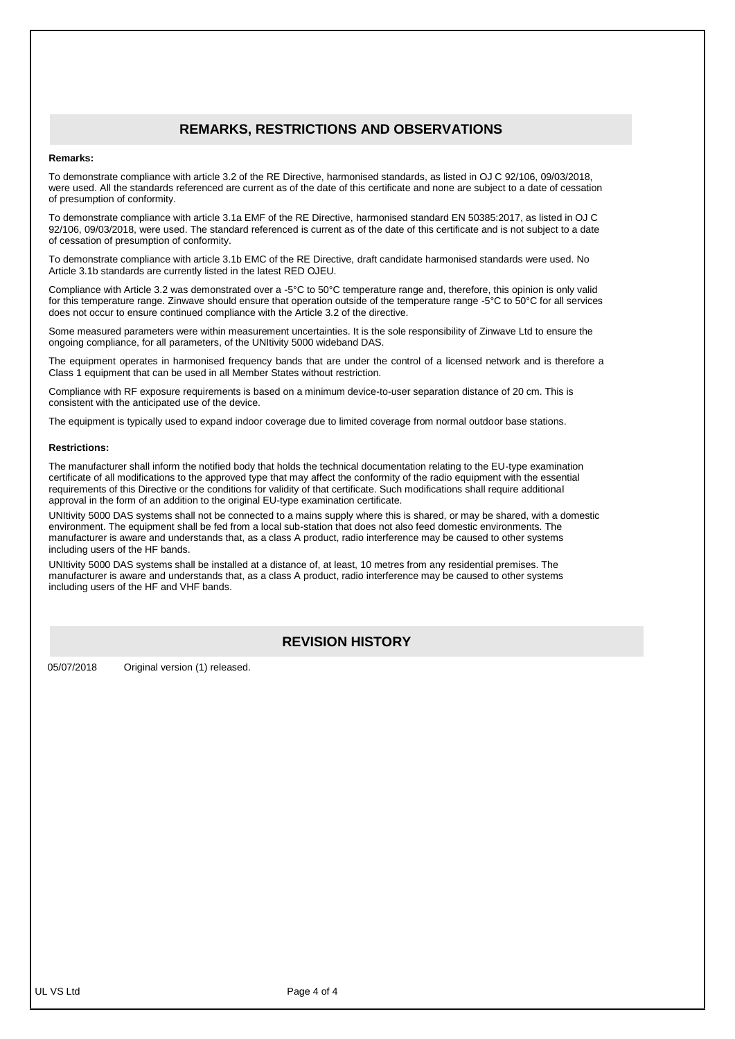## REMARKS, RESTRICTIONS AND OBSERVATIONS

**Remarks:**

To demonstrate compliance with article 3.2 of the RE Directive, harmonised standards, as listed in OJ C 92/106, 09/03/2018, were used. All the standards referenced are current as of the date of this certificate and none are subject to a date of cessation of presumption of conformity.

To demonstrate compliance with article 3.1a EMF of the RE Directive, harmonised standard EN 50385:2017, as listed in OJ C 92/106, 09/03/2018, were used. The standard referenced is current as of the date of this certificate and is not subject to a date of cessation of presumption of conformity.

To demonstrate compliance with article 3.1b EMC of the RE Directive, draft candidate harmonised standards were used. No Article 3.1b standards are currently listed in the latest RED OJEU.

Compliance with Article 3.2 was demonstrated over a -5°C to 50°C temperature range and, therefore, this opinion is only valid for this temperature range. Zinwave should ensure that operation outside of the temperature range -5°C to 50°C for all services does not occur to ensure continued compliance with the Article 3.2 of the directive.

Some measured parameters were within measurement uncertainties. It is the sole responsibility of Zinwave Ltd to ensure the ongoing compliance, for all parameters, of the UNItivity 5000 wideband DAS.

The equipment operates in harmonised frequency bands that are under the control of a licensed network and is therefore a Class 1 equipment that can be used in all Member States without restriction.

Compliance with RF exposure requirements is based on a minimum device-to-user separation distance of 20 cm. This is consistent with the anticipated use of the device.

The equipment is typically used to expand indoor coverage due to limited coverage from normal outdoor base stations.

**Restrictions:**

The manufacturer shall inform the notified body that holds the technical documentation relating to the EU-type examination certificate of all modifications to the approved type that may affect the conformity of the radio equipment with the essential requirements of this Directive or the conditions for validity of that certificate. Such modifications shall require additional approval in the form of an addition to the original EU-type examination certificate.

UNItivity 5000 DAS systems shall not be connected to a mains supply where this is shared, or may be shared, with a domestic environment. The equipment shall be fed from a local sub-station that does not also feed domestic environments. The manufacturer is aware and understands that, as a class A product, radio interference may be caused to other systems including users of the HF bands.

UNItivity 5000 DAS systems shall be installed at a distance of, at least, 10 metres from any residential premises. The manufacturer is aware and understands that, as a class A product, radio interference may be caused to other systems including users of the HF and VHF bands.

## REVISION HISTORY

05/07/2018 Original version (1) released.

UL VS Ltd